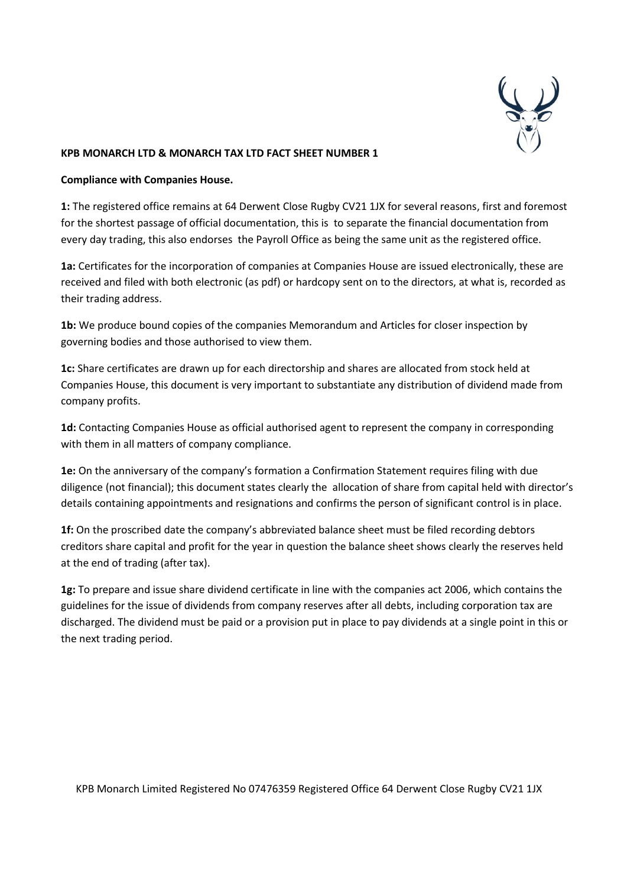**KPB MONARCH LTD & MONARCH TAX LTD FACT SHEET NUMBER 1**

**Compliance with Companies House.**

**1:** The registered office remains at 64 Derwent Close Rugby CV21 1JX for several reasons, first and foremost for the shortest passage of official documentation, this is to separate the financial documentation from every day trading, this also endorses the Payroll Office as being the same unit as the registered office.

**1a:** Certificates for the incorporation of companies at Companies House are issued electronically, these are received and filed with both electronic (as pdf) or hardcopy sent on to the directors, at what is, recorded as their trading address.

**1b:** We produce bound copies of the companies Memorandum and Articles for closer inspection by governing bodies and those authorised to view them.

**1c:** Share certificates are drawn up for each directorship and shares are allocated from stock held at Companies House, this document is very important to substantiate any distribution of dividend made from company profits.

**1d:** Contacting Companies House as official authorised agent to represent the company in corresponding with them in all matters of company compliance.

**1e:** On the anniversary of the company's formation a Confirmation Statement requires filing with due diligence (not financial); this document states clearly the allocation of share from capital held with director's details containing appointments and resignations and confirms the person of significant control is in place.

**1f:** On the proscribed date the company's abbreviated balance sheet must be filed recording debtors creditors share capital and profit for the year in question the balance sheet shows clearly the reserves held at the end of trading (after tax).

**1g:** To prepare and issue share dividend certificate in line with the companies act 2006, which contains the guidelines for the issue of dividends from company reserves after all debts, including corporation tax are discharged. The dividend must be paid or a provision put in place to pay dividends at a single point in this or the next trading period.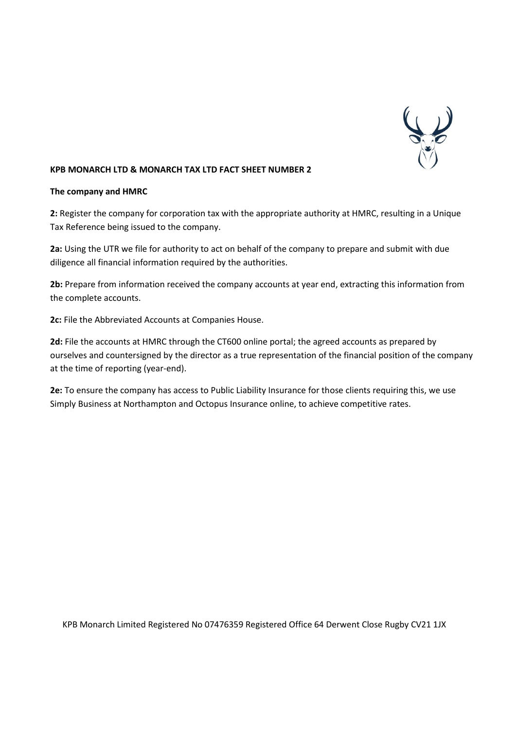**KPB MONARCH LTD & MONARCH TAX LTD FACT SHEET NUMBER 2**

**The company and HMRC**

**2:** Register the company for corporation tax with the appropriate authority at HMRC, resulting in a Unique Tax Reference being issued to the company.

**2a:** Using the UTR we file for authority to act on behalf of the company to prepare and submit with due diligence all financial information required by the authorities.

**2b:** Prepare from information received the company accounts at year end, extracting this information from the complete accounts.

**2c:** File the Abbreviated Accounts at Companies House.

**2d:** File the accounts at HMRC through the CT600 online portal; the agreed accounts as prepared by ourselves and countersigned by the director as a true representation of the financial position of the company at the time of reporting (year-end).

**2e:** To ensure the company has access to Public Liability Insurance for those clients requiring this, we use Simply Business at Northampton and Octopus Insurance online, to achieve competitive rates.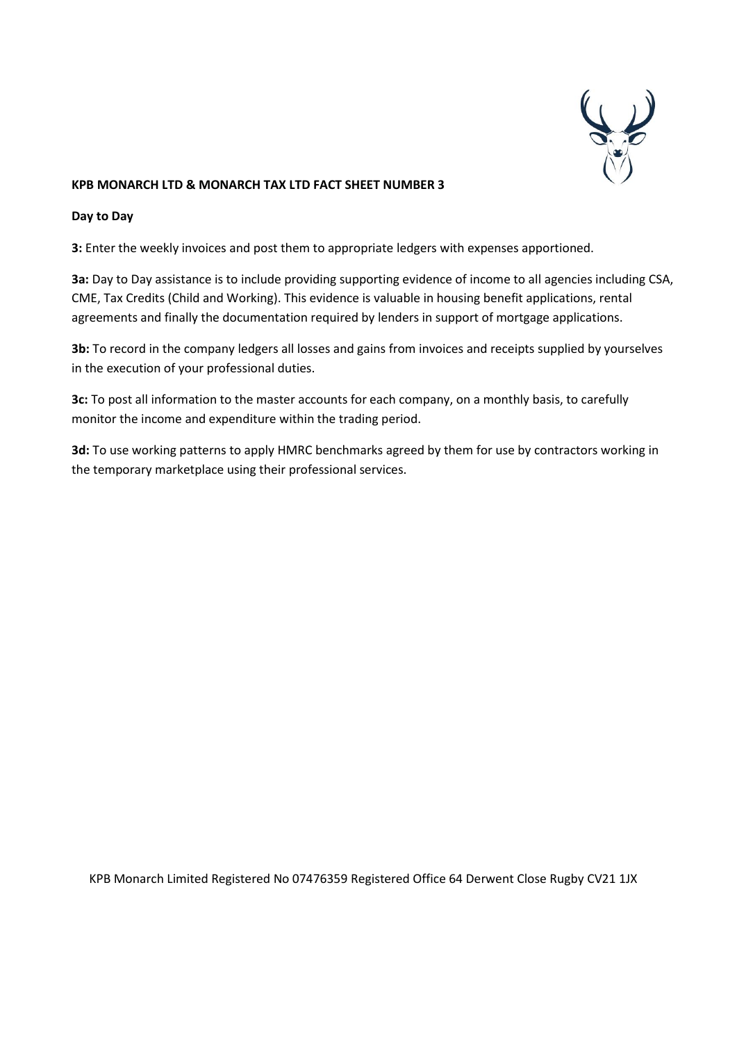**KPB MONARCH LTD & MONARCH TAX LTD FACT SHEET NUMBER 3**

**Day to Day**

**3:** Enter the weekly invoices and post them to appropriate ledgers with expenses apportioned.

**3a:** Day to Day assistance is to include providing supporting evidence of income to all agencies including CSA, CME, Tax Credits (Child and Working). This evidence is valuable in housing benefit applications, rental agreements and finally the documentation required by lenders in support of mortgage applications.

**3b:** To record in the company ledgers all losses and gains from invoices and receipts supplied by yourselves in the execution of your professional duties.

**3c:** To post all information to the master accounts for each company, on a monthly basis, to carefully monitor the income and expenditure within the trading period.

**3d:** To use working patterns to apply HMRC benchmarks agreed by them for use by contractors working in the temporary marketplace using their professional services.

KPB Monarch Limited Registered No 07476359 Registered Office 64 Derwent Close Rugby CV21 1JX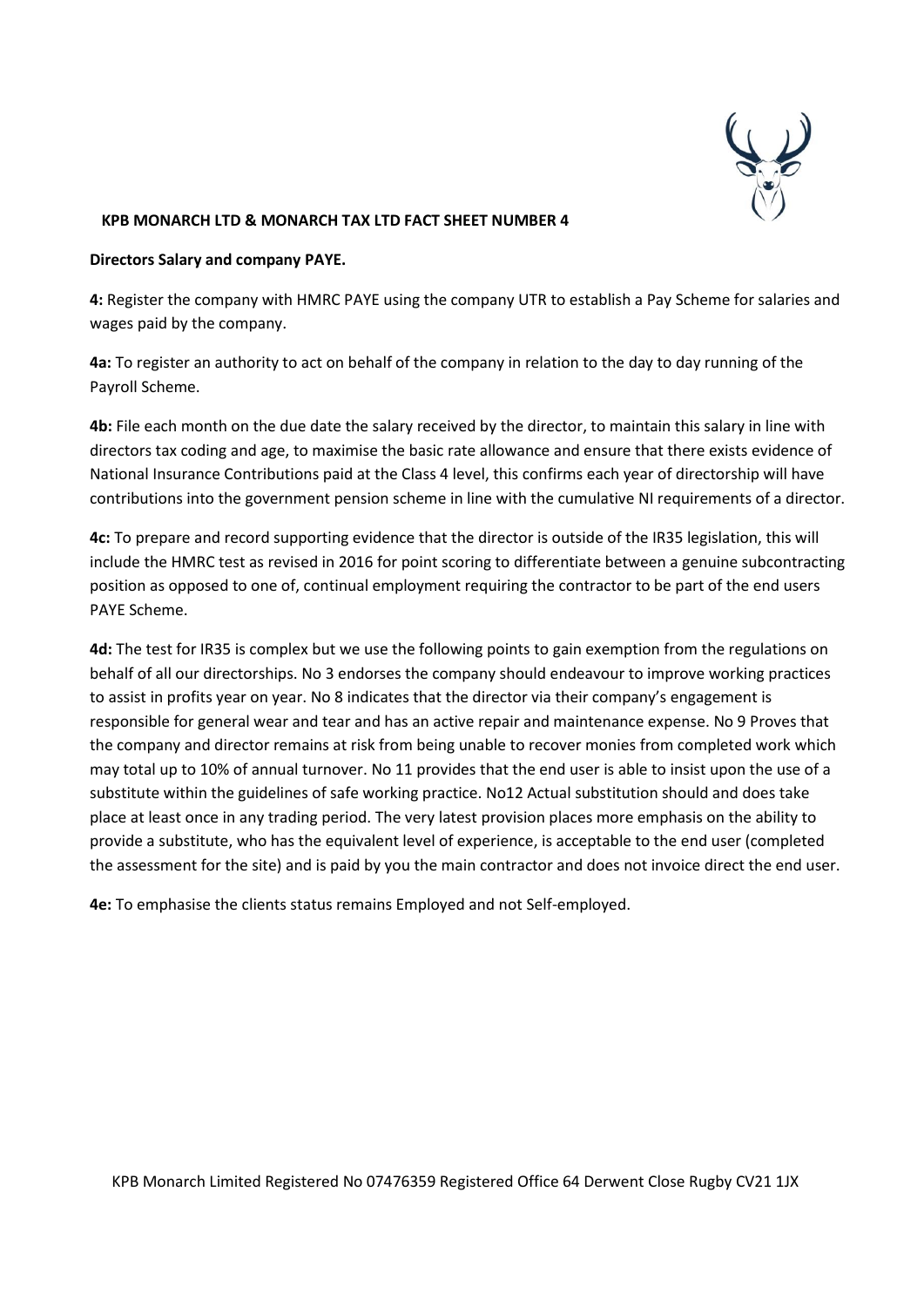**KPB MONARCH LTD & MONARCH TAX LTD FACT SHEET NUMBER 4**

**Directors Salary and company PAYE.**

**4:** Register the company with HMRC PAYE using the company UTR to establish a Pay Scheme for salaries and wages paid by the company.

**4a:** To register an authority to act on behalf of the company in relation to the day to day running of the Payroll Scheme.

**4b:** File each month on the due date the salary received by the director, to maintain this salary in line with directors tax coding and age, to maximise the basic rate allowance and ensure that there exists evidence of National Insurance Contributions paid at the Class 4 level, this confirms each year of directorship will have contributions into the government pension scheme in line with the cumulative NI requirements of a director.

**4c:** To prepare and record supporting evidence that the director is outside of the IR35 legislation, this will include the HMRC test as revised in 2016 for point scoring to differentiate between a genuine subcontracting position as opposed to one of, continual employment requiring the contractor to be part of the end users PAYE Scheme.

**4d:** The test for IR35 is complex but we use the following points to gain exemption from the regulations on behalf of all our directorships. No 3 endorses the company should endeavour to improve working practices to assist in profits year on year. No 8 indicates that the director via their company's engagement is responsible for general wear and tear and has an active repair and maintenance expense. No 9 Proves that the company and director remains at risk from being unable to recover monies from completed work which may total up to 10% of annual turnover. No 11 provides that the end user is able to insist upon the use of a substitute within the guidelines of safe working practice. No12 Actual substitution should and does take place at least once in any trading period. The very latest provision places more emphasis on the ability to provide a substitute, who has the equivalent level of experience, is acceptable to the end user (completed the assessment for the site) and is paid by you the main contractor and does not invoice direct the end user.

**4e:** To emphasise the clients status remains Employed and not Self-employed.

KPB Monarch Limited Registered No 07476359 Registered Office 64 Derwent Close Rugby CV21 1JX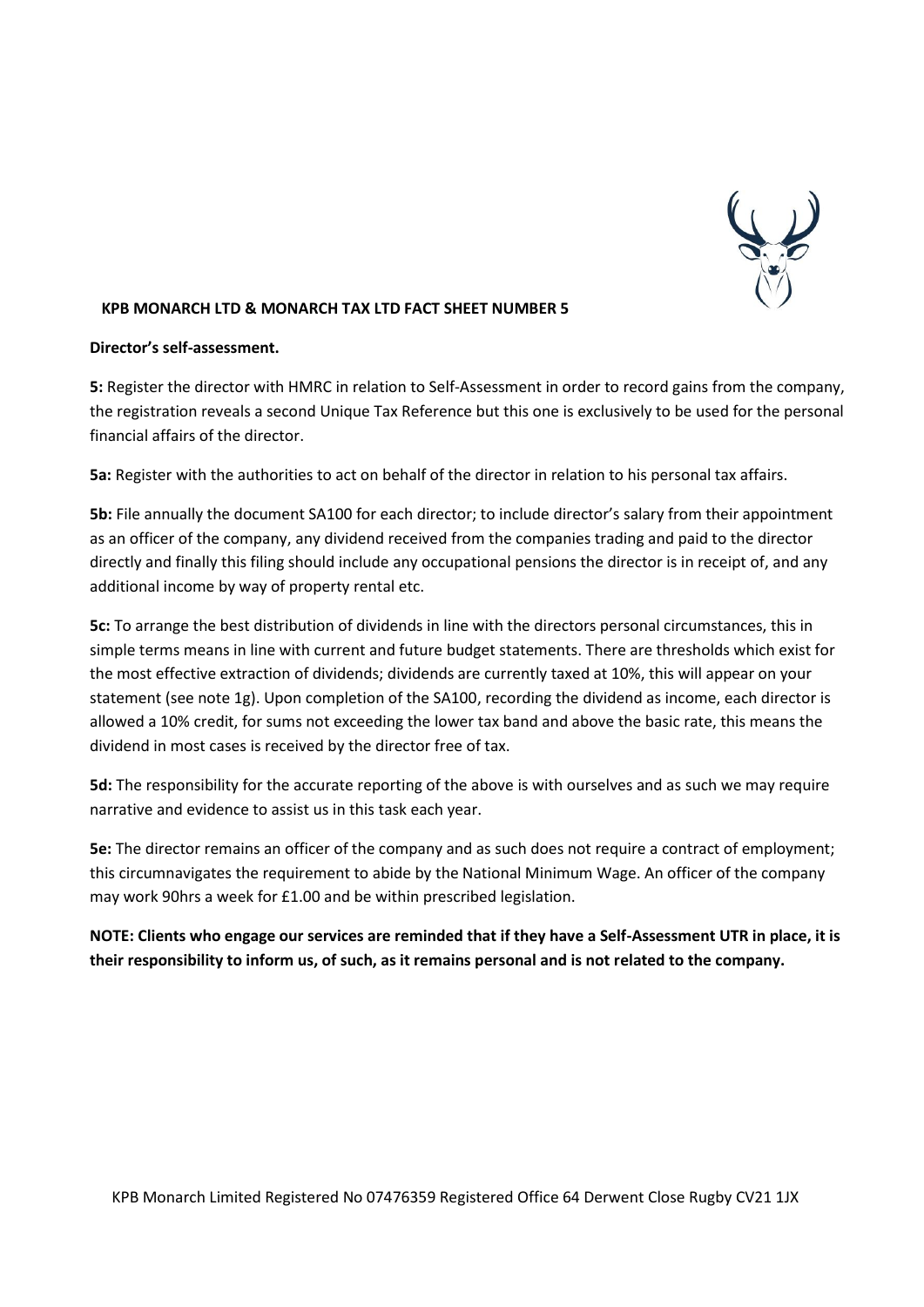**KPB MONARCH LTD & MONARCH TAX LTD FACT SHEET NUMBER 5**

**Director's self-assessment.**

**5:** Register the director with HMRC in relation to Self-Assessment in order to record gains from the company, the registration reveals a second Unique Tax Reference but this one is exclusively to be used for the personal financial affairs of the director.

**5a:** Register with the authorities to act on behalf of the director in relation to his personal tax affairs.

**5b:** File annually the document SA100 for each director; to include director's salary from their appointment as an officer of the company, any dividend received from the companies trading and paid to the director directly and finally this filing should include any occupational pensions the director is in receipt of, and any additional income by way of property rental etc.

**5c:** To arrange the best distribution of dividends in line with the directors personal circumstances, this in simple terms means in line with current and future budget statements. There are thresholds which exist for the most effective extraction of dividends; dividends are currently taxed at 10%, this will appear on your statement (see note 1g). Upon completion of the SA100, recording the dividend as income, each director is allowed a 10% credit, for sums not exceeding the lower tax band and above the basic rate, this means the dividend in most cases is received by the director free of tax.

**5d:** The responsibility for the accurate reporting of the above is with ourselves and as such we may require narrative and evidence to assist us in this task each year.

**5e:** The director remains an officer of the company and as such does not require a contract of employment; this circumnavigates the requirement to abide by the National Minimum Wage. An officer of the company may work 90hrs a week for £1.00 and be within prescribed legislation.

**NOTE: Clients who engage our services are reminded that if they have a Self-Assessment UTR in place, it is their responsibility to inform us, of such, as it remains personal and is not related to the company.**

KPB Monarch Limited Registered No 07476359 Registered Office 64 Derwent Close Rugby CV21 1JX